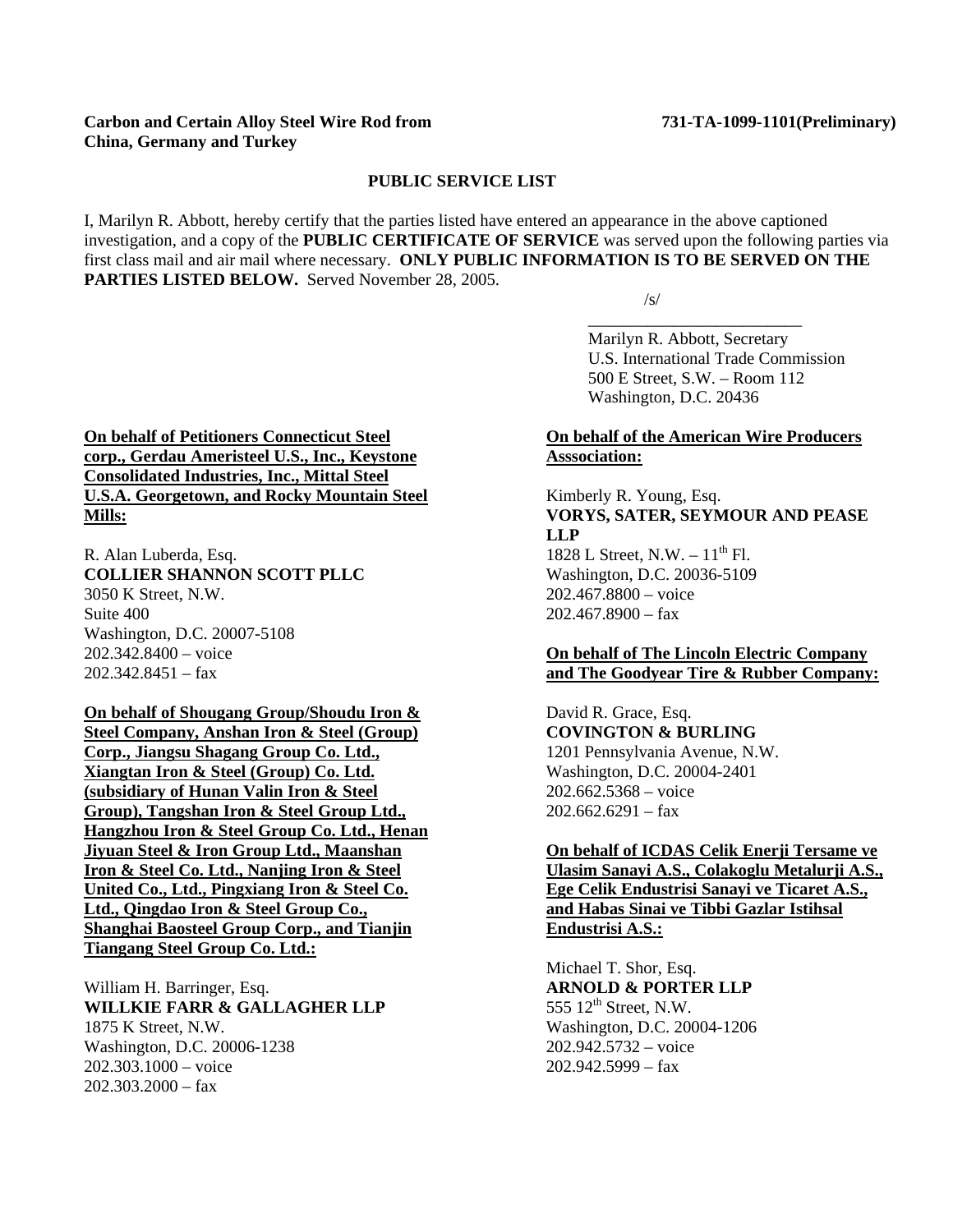**Carbon and Certain Alloy Steel Wire Rod from China, Germany and Turkey** **731-TA-1099-1101(Preliminary)**

**PUBLIC SERVICE LIST**

I, Marilyn R. Abbott, hereby certify that the parties listed have entered an appearance in the above captioned investigation, and a copy of the **PUBLIC CERTIFICATE OF SERVICE** was served upon the following parties via first class mail and air mail where necessary. **ONLY PUBLIC INFORMATION IS TO BE SERVED ON THE PARTIES LISTED BELOW.** Served November 28, 2005.

/s/
\_\_\_\_\_\_\_\_\_\_\_\_\_\_\_\_\_\_\_\_\_\_\_\_\_\_
Marilyn R. Abbott, Secretary
U.S. International Trade Commission
500 E Street, S.W. – Room 112
Washington, D.C. 20436

**On behalf of Petitioners Connecticut Steel corp., Gerdau Ameristeel U.S., Inc., Keystone Consolidated Industries, Inc., Mittal Steel U.S.A. Georgetown, and Rocky Mountain Steel Mills:**

R. Alan Luberda, Esq.
**COLLIER SHANNON SCOTT PLLC**
3050 K Street, N.W.
Suite 400
Washington, D.C. 20007-5108
202.342.8400 – voice
202.342.8451 – fax

**On behalf of Shougang Group/Shoudu Iron & Steel Company, Anshan Iron & Steel (Group) Corp., Jiangsu Shagang Group Co. Ltd., Xiangtan Iron & Steel (Group) Co. Ltd. (subsidiary of Hunan Valin Iron & Steel Group), Tangshan Iron & Steel Group Ltd., Hangzhou Iron & Steel Group Co. Ltd., Henan Jiyuan Steel & Iron Group Ltd., Maanshan Iron & Steel Co. Ltd., Nanjing Iron & Steel United Co., Ltd., Pingxiang Iron & Steel Co. Ltd., Qingdao Iron & Steel Group Co., Shanghai Baosteel Group Corp., and Tianjin Tiangang Steel Group Co. Ltd.:**

William H. Barringer, Esq.
**WILLKIE FARR & GALLAGHER LLP**
1875 K Street, N.W.
Washington, D.C. 20006-1238
202.303.1000 – voice
202.303.2000 – fax

**On behalf of the American Wire Producers Asssociation:**

Kimberly R. Young, Esq.
**VORYS, SATER, SEYMOUR AND PEASE LLP**
1828 L Street, N.W. – 11th Fl.
Washington, D.C. 20036-5109
202.467.8800 – voice
202.467.8900 – fax

**On behalf of The Lincoln Electric Company and The Goodyear Tire & Rubber Company:**

David R. Grace, Esq.
**COVINGTON & BURLING**
1201 Pennsylvania Avenue, N.W.
Washington, D.C. 20004-2401
202.662.5368 – voice
202.662.6291 – fax

**On behalf of ICDAS Celik Enerji Tersame ve Ulasim Sanayi A.S., Colakoglu Metalurji A.S., Ege Celik Endustrisi Sanayi ve Ticaret A.S., and Habas Sinai ve Tibbi Gazlar Istihsal Endustrisi A.S.:**

Michael T. Shor, Esq.
**ARNOLD & PORTER LLP**
555 12th Street, N.W.
Washington, D.C. 20004-1206
202.942.5732 – voice
202.942.5999 – fax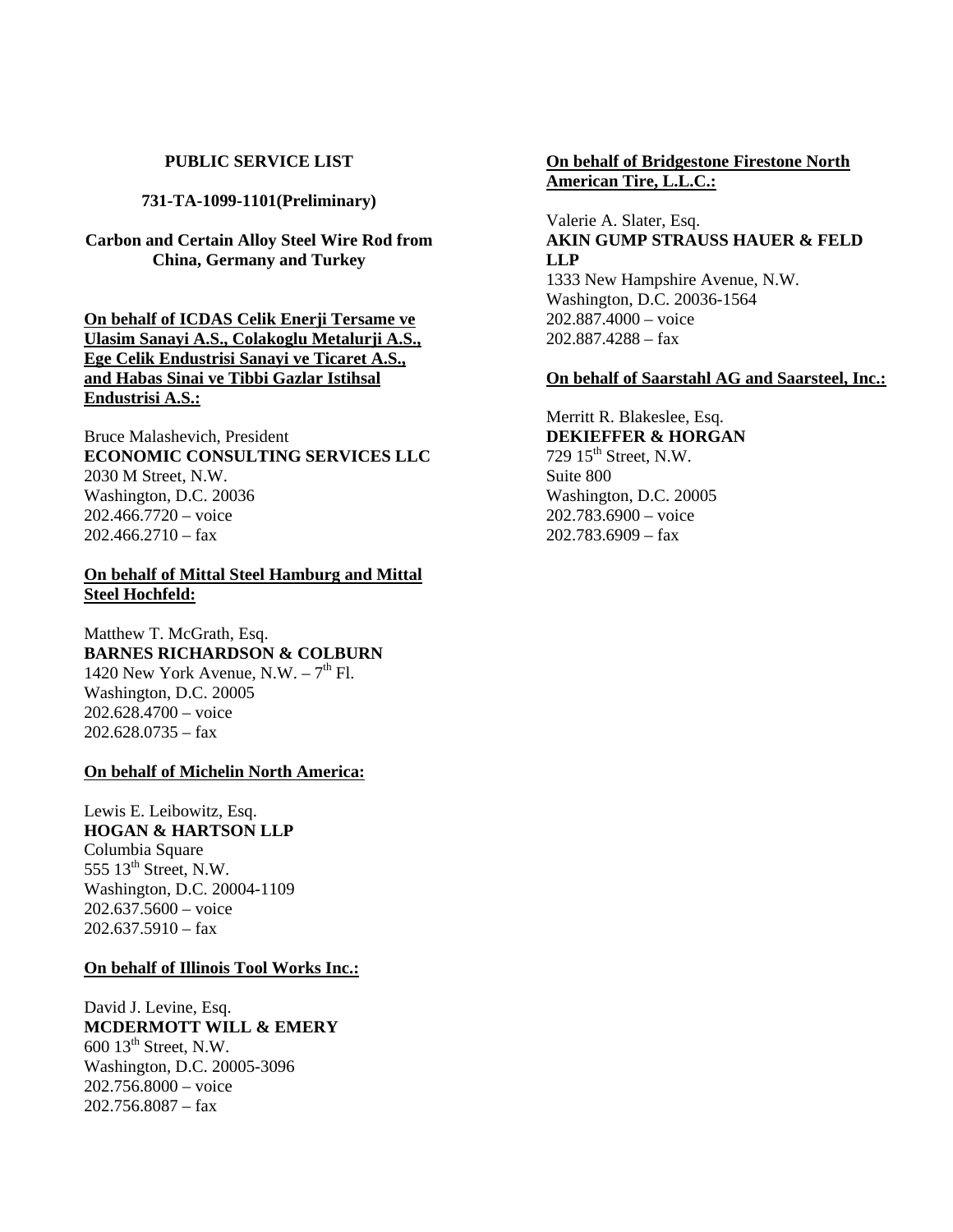**PUBLIC SERVICE LIST**

**731-TA-1099-1101(Preliminary)**

**Carbon and Certain Alloy Steel Wire Rod from China, Germany and Turkey**

**On behalf of ICDAS Celik Enerji Tersame ve Ulasim Sanayi A.S., Colakoglu Metalurji A.S., Ege Celik Endustrisi Sanayi ve Ticaret A.S., and Habas Sinai ve Tibbi Gazlar Istihsal Endustrisi A.S.:**

Bruce Malashevich, President
**ECONOMIC CONSULTING SERVICES LLC**
2030 M Street, N.W.
Washington, D.C. 20036
202.466.7720 – voice
202.466.2710 – fax

**On behalf of Mittal Steel Hamburg and Mittal Steel Hochfeld:**

Matthew T. McGrath, Esq.
**BARNES RICHARDSON & COLBURN**
1420 New York Avenue, N.W. – 7th Fl.
Washington, D.C. 20005
202.628.4700 – voice
202.628.0735 – fax

**On behalf of Michelin North America:**

Lewis E. Leibowitz, Esq.
**HOGAN & HARTSON LLP**
Columbia Square
555 13th Street, N.W.
Washington, D.C. 20004-1109
202.637.5600 – voice
202.637.5910 – fax

**On behalf of Illinois Tool Works Inc.:**

David J. Levine, Esq.
**MCDERMOTT WILL & EMERY**
600 13th Street, N.W.
Washington, D.C. 20005-3096
202.756.8000 – voice
202.756.8087 – fax

**On behalf of Bridgestone Firestone North American Tire, L.L.C.:**

Valerie A. Slater, Esq.
**AKIN GUMP STRAUSS HAUER & FELD LLP**
1333 New Hampshire Avenue, N.W.
Washington, D.C. 20036-1564
202.887.4000 – voice
202.887.4288 – fax

**On behalf of Saarstahl AG and Saarsteel, Inc.:**

Merritt R. Blakeslee, Esq.
**DEKIEFFER & HORGAN**
729 15th Street, N.W.
Suite 800
Washington, D.C. 20005
202.783.6900 – voice
202.783.6909 – fax